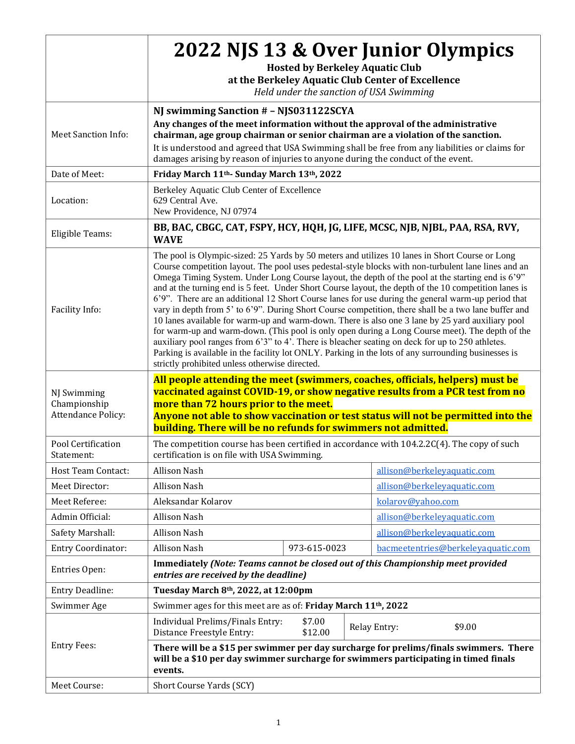| | |
|---|---|
| | **2022 NJS 13 & Over Junior Olympics**<br>**Hosted by Berkeley Aquatic Club**<br>**at the Berkeley Aquatic Club Center of Excellence**<br>*Held under the sanction of USA Swimming* |
| Meet Sanction Info: | **NJ swimming Sanction # – NJS031122SCYA**<br>**Any changes of the meet information without the approval of the administrative chairman, age group chairman or senior chairman are a violation of the sanction.**<br>It is understood and agreed that USA Swimming shall be free from any liabilities or claims for damages arising by reason of injuries to anyone during the conduct of the event. |
| Date of Meet: | **Friday March 11th- Sunday March 13th, 2022** |
| Location: | Berkeley Aquatic Club Center of Excellence<br>629 Central Ave.<br>New Providence, NJ 07974 |
| Eligible Teams: | **BB, BAC, CBGC, CAT, FSPY, HCY, HQH, JG, LIFE, MCSC, NJB, NJBL, PAA, RSA, RVY, WAVE** |
| Facility Info: | The pool is Olympic-sized: 25 Yards by 50 meters and utilizes 10 lanes in Short Course or Long Course competition layout. The pool uses pedestal-style blocks with non-turbulent lane lines and an Omega Timing System. Under Long Course layout, the depth of the pool at the starting end is 6'9" and at the turning end is 5 feet. Under Short Course layout, the depth of the 10 competition lanes is 6'9". There are an additional 12 Short Course lanes for use during the general warm-up period that vary in depth from 5' to 6'9". During Short Course competition, there shall be a two lane buffer and 10 lanes available for warm-up and warm-down. There is also one 3 lane by 25 yard auxiliary pool for warm-up and warm-down. (This pool is only open during a Long Course meet). The depth of the auxiliary pool ranges from 6'3" to 4'. There is bleacher seating on deck for up to 250 athletes. Parking is available in the facility lot ONLY. Parking in the lots of any surrounding businesses is strictly prohibited unless otherwise directed. |
| NJ Swimming Championship Attendance Policy: | **All people attending the meet (swimmers, coaches, officials, helpers) must be vaccinated against COVID-19, or show negative results from a PCR test from no more than 72 hours prior to the meet.**<br>**Anyone not able to show vaccination or test status will not be permitted into the building. There will be no refunds for swimmers not admitted.** |
| Pool Certification Statement: | The competition course has been certified in accordance with 104.2.2C(4). The copy of such certification is on file with USA Swimming. |
| Host Team Contact: | Allison Nash — allison@berkeleyaquatic.com |
| Meet Director: | Allison Nash — allison@berkeleyaquatic.com |
| Meet Referee: | Aleksandar Kolarov — kolarov@yahoo.com |
| Admin Official: | Allison Nash — allison@berkeleyaquatic.com |
| Safety Marshall: | Allison Nash — allison@berkeleyaquatic.com |
| Entry Coordinator: | Allison Nash — 973-615-0023 — bacmeetentries@berkeleyaquatic.com |
| Entries Open: | **Immediately** ***(Note: Teams cannot be closed out of this Championship meet provided entries are received by the deadline)*** |
| Entry Deadline: | **Tuesday March 8th, 2022, at 12:00pm** |
| Swimmer Age | Swimmer ages for this meet are as of: **Friday March 11th, 2022** |
| Entry Fees: | Individual Prelims/Finals Entry: $7.00<br>Distance Freestyle Entry: $12.00<br>Relay Entry: $9.00<br>**There will be a $15 per swimmer per day surcharge for prelims/finals swimmers. There will be a $10 per day swimmer surcharge for swimmers participating in timed finals events.** |
| Meet Course: | Short Course Yards (SCY) |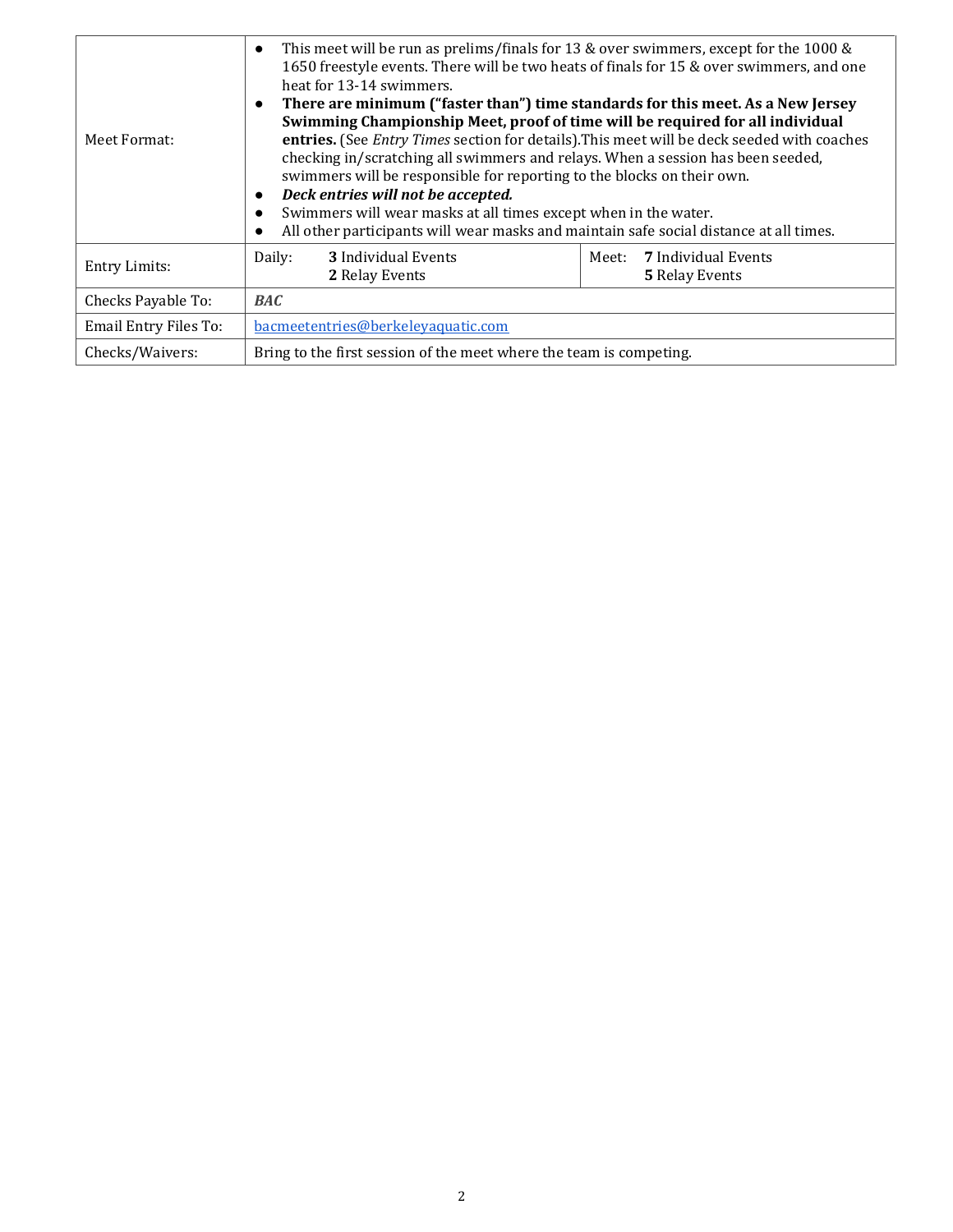| | | |
|---|---|---|
| Meet Format: | • This meet will be run as prelims/finals for 13 & over swimmers, except for the 1000 & 1650 freestyle events. There will be two heats of finals for 15 & over swimmers, and one heat for 13-14 swimmers.<br>• **There are minimum ("faster than") time standards for this meet. As a New Jersey Swimming Championship Meet, proof of time will be required for all individual entries.** (See *Entry Times* section for details).This meet will be deck seeded with coaches checking in/scratching all swimmers and relays. When a session has been seeded, swimmers will be responsible for reporting to the blocks on their own.<br>• ***Deck entries will not be accepted.***<br>• Swimmers will wear masks at all times except when in the water.<br>• All other participants will wear masks and maintain safe social distance at all times. | |
| Entry Limits: | Daily: **3** Individual Events<br>**2** Relay Events | Meet: **7** Individual Events<br>**5** Relay Events |
| Checks Payable To: | ***BAC*** | |
| Email Entry Files To: | bacmeetentries@berkeleyaquatic.com | |
| Checks/Waivers: | Bring to the first session of the meet where the team is competing. | |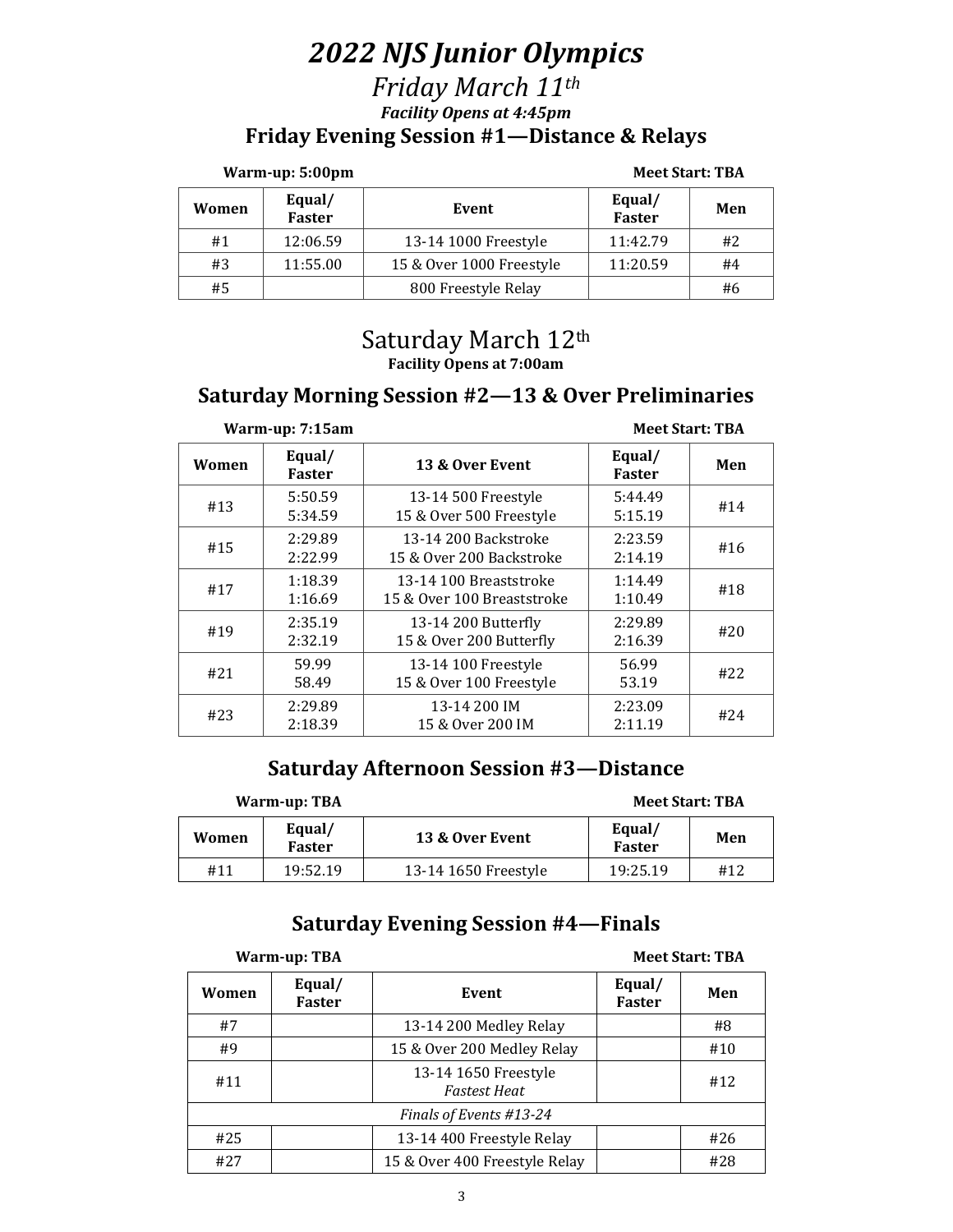# *2022 NJS Junior Olympics*

## *Friday March 11th*

***Facility Opens at 4:45pm***

### Friday Evening Session #1—Distance & Relays

**Warm-up: 5:00pm** **Meet Start: TBA**

| Women | Equal/ Faster | Event | Equal/ Faster | Men |
|---|---|---|---|---|
| #1 | 12:06.59 | 13-14 1000 Freestyle | 11:42.79 | #2 |
| #3 | 11:55.00 | 15 & Over 1000 Freestyle | 11:20.59 | #4 |
| #5 | | 800 Freestyle Relay | | #6 |

## Saturday March 12th

**Facility Opens at 7:00am**

### Saturday Morning Session #2—13 & Over Preliminaries

**Warm-up: 7:15am** **Meet Start: TBA**

| Women | Equal/ Faster | 13 & Over Event | Equal/ Faster | Men |
|---|---|---|---|---|
| #13 | 5:50.59<br>5:34.59 | 13-14 500 Freestyle<br>15 & Over 500 Freestyle | 5:44.49<br>5:15.19 | #14 |
| #15 | 2:29.89<br>2:22.99 | 13-14 200 Backstroke<br>15 & Over 200 Backstroke | 2:23.59<br>2:14.19 | #16 |
| #17 | 1:18.39<br>1:16.69 | 13-14 100 Breaststroke<br>15 & Over 100 Breaststroke | 1:14.49<br>1:10.49 | #18 |
| #19 | 2:35.19<br>2:32.19 | 13-14 200 Butterfly<br>15 & Over 200 Butterfly | 2:29.89<br>2:16.39 | #20 |
| #21 | 59.99<br>58.49 | 13-14 100 Freestyle<br>15 & Over 100 Freestyle | 56.99<br>53.19 | #22 |
| #23 | 2:29.89<br>2:18.39 | 13-14 200 IM<br>15 & Over 200 IM | 2:23.09<br>2:11.19 | #24 |

### Saturday Afternoon Session #3—Distance

**Warm-up: TBA** **Meet Start: TBA**

| Women | Equal/ Faster | 13 & Over Event | Equal/ Faster | Men |
|---|---|---|---|---|
| #11 | 19:52.19 | 13-14 1650 Freestyle | 19:25.19 | #12 |

### Saturday Evening Session #4—Finals

**Warm-up: TBA** **Meet Start: TBA**

| Women | Equal/ Faster | Event | Equal/ Faster | Men |
|---|---|---|---|---|
| #7 | | 13-14 200 Medley Relay | | #8 |
| #9 | | 15 & Over 200 Medley Relay | | #10 |
| #11 | | 13-14 1650 Freestyle<br>*Fastest Heat* | | #12 |
| | | *Finals of Events #13-24* | | |
| #25 | | 13-14 400 Freestyle Relay | | #26 |
| #27 | | 15 & Over 400 Freestyle Relay | | #28 |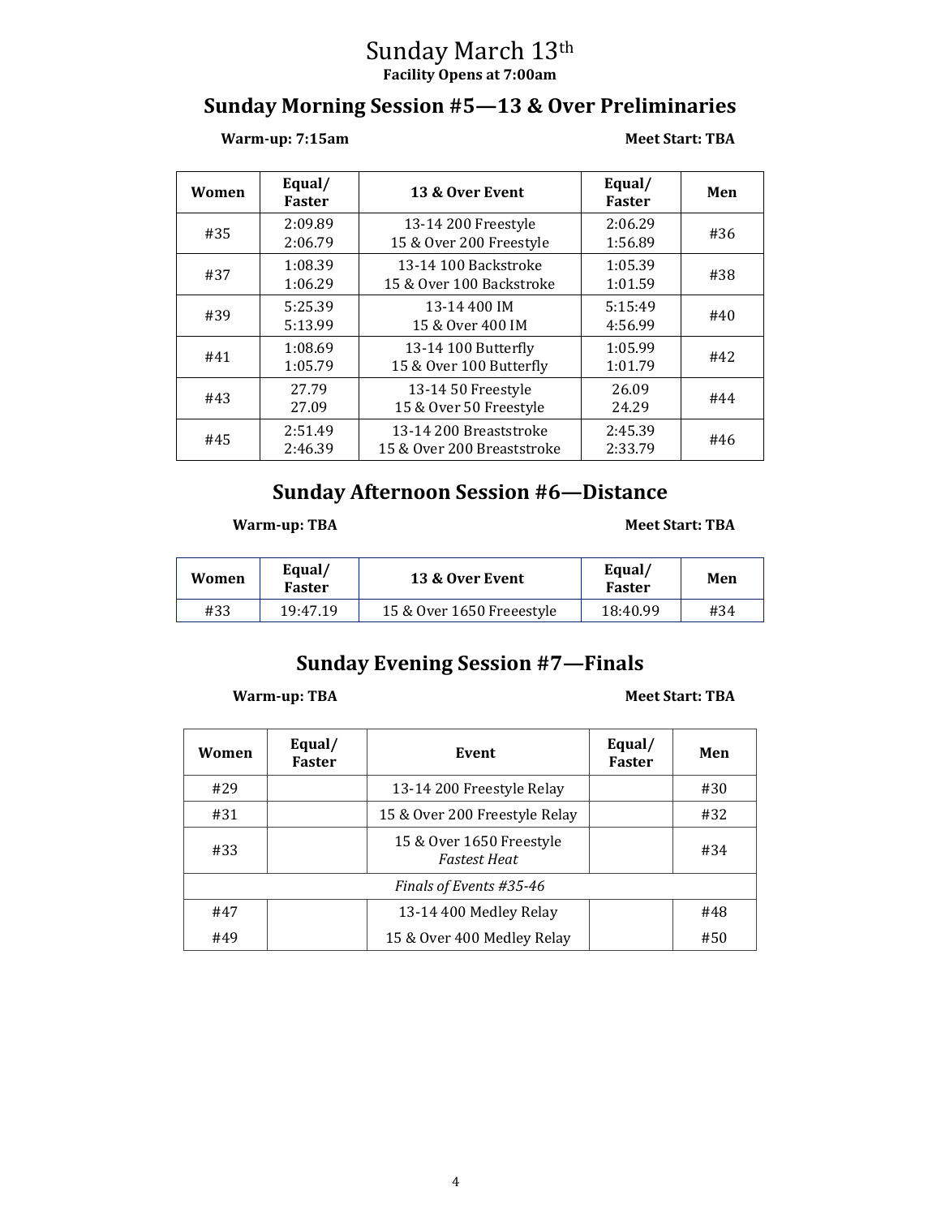# Sunday March 13th

**Facility Opens at 7:00am**

## Sunday Morning Session #5—13 & Over Preliminaries

**Warm-up: 7:15am** **Meet Start: TBA**

| Women | Equal/ Faster | 13 & Over Event | Equal/ Faster | Men |
|---|---|---|---|---|
| #35 | 2:09.89<br>2:06.79 | 13-14 200 Freestyle<br>15 & Over 200 Freestyle | 2:06.29<br>1:56.89 | #36 |
| #37 | 1:08.39<br>1:06.29 | 13-14 100 Backstroke<br>15 & Over 100 Backstroke | 1:05.39<br>1:01.59 | #38 |
| #39 | 5:25.39<br>5:13.99 | 13-14 400 IM<br>15 & Over 400 IM | 5:15:49<br>4:56.99 | #40 |
| #41 | 1:08.69<br>1:05.79 | 13-14 100 Butterfly<br>15 & Over 100 Butterfly | 1:05.99<br>1:01.79 | #42 |
| #43 | 27.79<br>27.09 | 13-14 50 Freestyle<br>15 & Over 50 Freestyle | 26.09<br>24.29 | #44 |
| #45 | 2:51.49<br>2:46.39 | 13-14 200 Breaststroke<br>15 & Over 200 Breaststroke | 2:45.39<br>2:33.79 | #46 |

## Sunday Afternoon Session #6—Distance

**Warm-up: TBA** **Meet Start: TBA**

| Women | Equal/ Faster | 13 & Over Event | Equal/ Faster | Men |
|---|---|---|---|---|
| #33 | 19:47.19 | 15 & Over 1650 Freeestyle | 18:40.99 | #34 |

## Sunday Evening Session #7—Finals

**Warm-up: TBA** **Meet Start: TBA**

| Women | Equal/ Faster | Event | Equal/ Faster | Men |
|---|---|---|---|---|
| #29 | | 13-14 200 Freestyle Relay | | #30 |
| #31 | | 15 & Over 200 Freestyle Relay | | #32 |
| #33 | | 15 & Over 1650 Freestyle<br>*Fastest Heat* | | #34 |
| | | *Finals of Events #35-46* | | |
| #47 | | 13-14 400 Medley Relay | | #48 |
| #49 | | 15 & Over 400 Medley Relay | | #50 |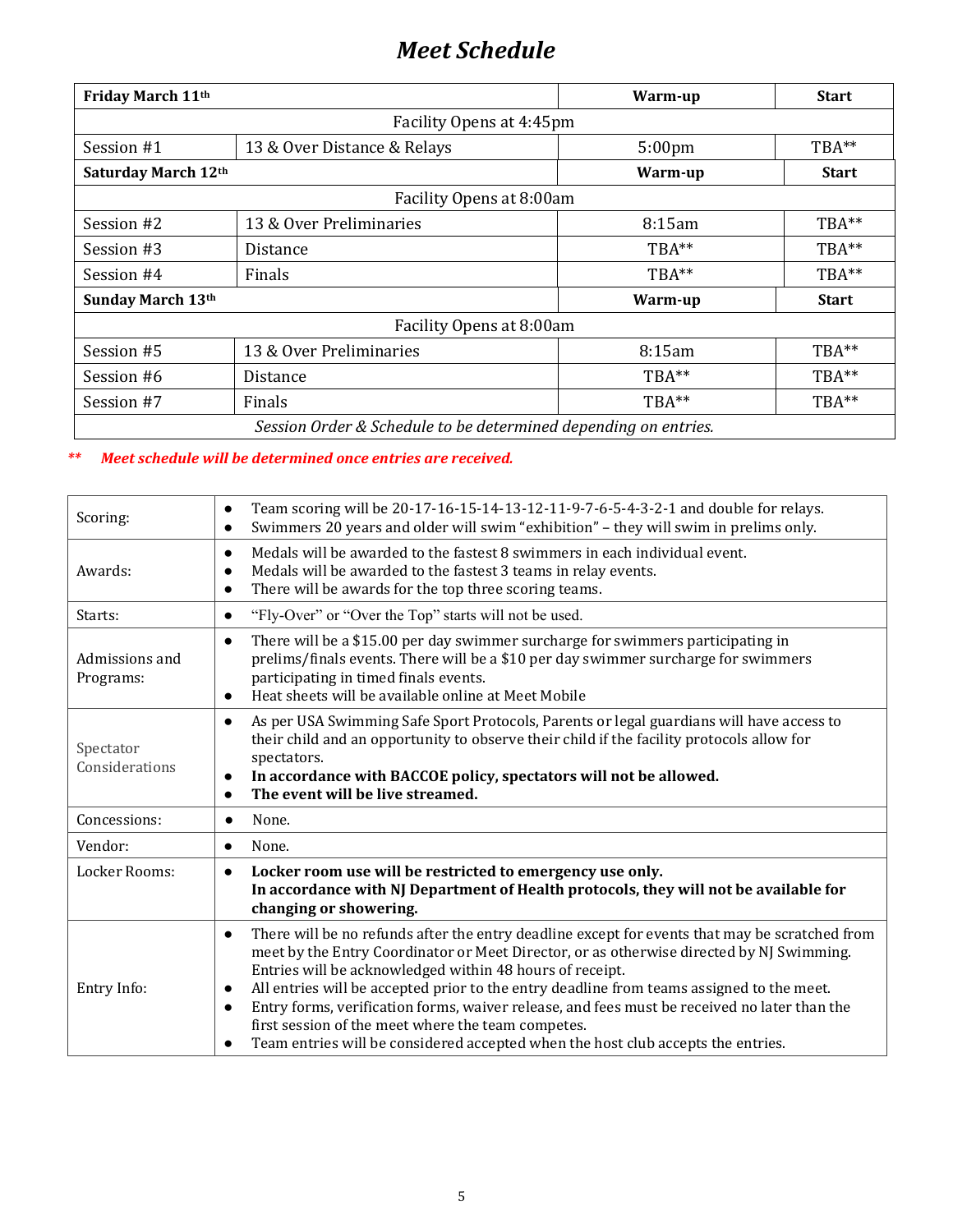# *Meet Schedule*

| **Friday March 11th** | | **Warm-up** | **Start** |
|---|---|---|---|
| Facility Opens at 4:45pm | | | |
| Session #1 | 13 & Over Distance & Relays | 5:00pm | TBA** |
| **Saturday March 12th** | | **Warm-up** | **Start** |
| Facility Opens at 8:00am | | | |
| Session #2 | 13 & Over Preliminaries | 8:15am | TBA** |
| Session #3 | Distance | TBA** | TBA** |
| Session #4 | Finals | TBA** | TBA** |
| **Sunday March 13th** | | **Warm-up** | **Start** |
| Facility Opens at 8:00am | | | |
| Session #5 | 13 & Over Preliminaries | 8:15am | TBA** |
| Session #6 | Distance | TBA** | TBA** |
| Session #7 | Finals | TBA** | TBA** |
| *Session Order & Schedule to be determined depending on entries.* | | | |

** ***Meet schedule will be determined once entries are received.***

| | |
|---|---|
| Scoring: | • Team scoring will be 20-17-16-15-14-13-12-11-9-7-6-5-4-3-2-1 and double for relays.<br>• Swimmers 20 years and older will swim "exhibition" – they will swim in prelims only. |
| Awards: | • Medals will be awarded to the fastest 8 swimmers in each individual event.<br>• Medals will be awarded to the fastest 3 teams in relay events.<br>• There will be awards for the top three scoring teams. |
| Starts: | • "Fly-Over" or "Over the Top" starts will not be used. |
| Admissions and Programs: | • There will be a $15.00 per day swimmer surcharge for swimmers participating in prelims/finals events. There will be a $10 per day swimmer surcharge for swimmers participating in timed finals events.<br>• Heat sheets will be available online at Meet Mobile |
| Spectator Considerations | • As per USA Swimming Safe Sport Protocols, Parents or legal guardians will have access to their child and an opportunity to observe their child if the facility protocols allow for spectators.<br>• **In accordance with BACCOE policy, spectators will not be allowed.**<br>• **The event will be live streamed.** |
| Concessions: | • None. |
| Vendor: | • None. |
| Locker Rooms: | • **Locker room use will be restricted to emergency use only. In accordance with NJ Department of Health protocols, they will not be available for changing or showering.** |
| Entry Info: | • There will be no refunds after the entry deadline except for events that may be scratched from meet by the Entry Coordinator or Meet Director, or as otherwise directed by NJ Swimming. Entries will be acknowledged within 48 hours of receipt.<br>• All entries will be accepted prior to the entry deadline from teams assigned to the meet.<br>• Entry forms, verification forms, waiver release, and fees must be received no later than the first session of the meet where the team competes.<br>• Team entries will be considered accepted when the host club accepts the entries. |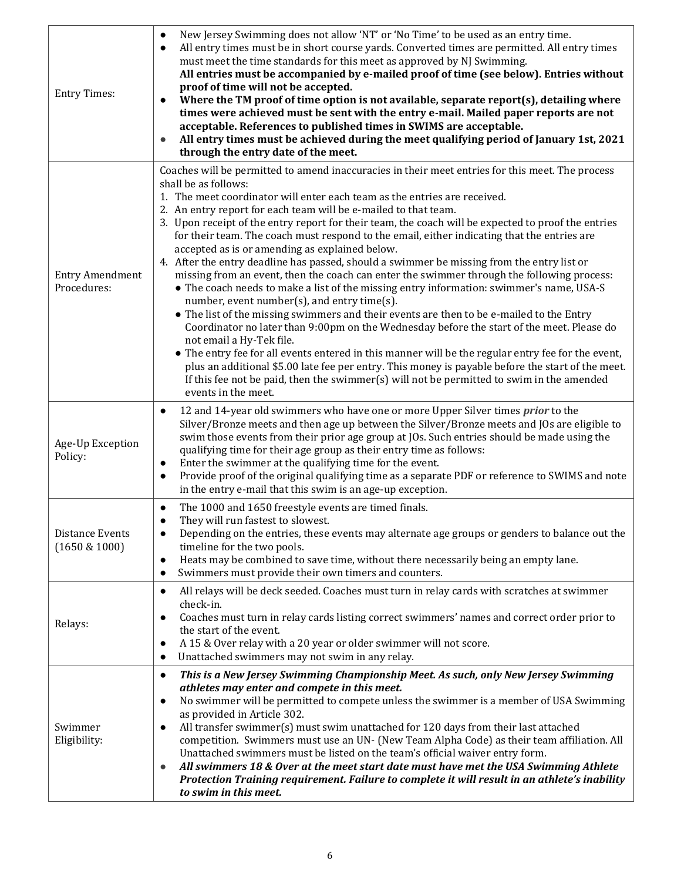| | |
|---|---|
| Entry Times: | • New Jersey Swimming does not allow 'NT' or 'No Time' to be used as an entry time.<br>• All entry times must be in short course yards. Converted times are permitted. All entry times must meet the time standards for this meet as approved by NJ Swimming. **All entries must be accompanied by e-mailed proof of time (see below). Entries without proof of time will not be accepted.**<br>• **Where the TM proof of time option is not available, separate report(s), detailing where times were achieved must be sent with the entry e-mail. Mailed paper reports are not acceptable. References to published times in SWIMS are acceptable.**<br>• **All entry times must be achieved during the meet qualifying period of January 1st, 2021 through the entry date of the meet.** |
| Entry Amendment Procedures: | Coaches will be permitted to amend inaccuracies in their meet entries for this meet. The process shall be as follows:<br>1. The meet coordinator will enter each team as the entries are received.<br>2. An entry report for each team will be e-mailed to that team.<br>3. Upon receipt of the entry report for their team, the coach will be expected to proof the entries for their team. The coach must respond to the email, either indicating that the entries are accepted as is or amending as explained below.<br>4. After the entry deadline has passed, should a swimmer be missing from the entry list or missing from an event, then the coach can enter the swimmer through the following process:<br>• The coach needs to make a list of the missing entry information: swimmer's name, USA-S number, event number(s), and entry time(s).<br>• The list of the missing swimmers and their events are then to be e-mailed to the Entry Coordinator no later than 9:00pm on the Wednesday before the start of the meet. Please do not email a Hy-Tek file.<br>• The entry fee for all events entered in this manner will be the regular entry fee for the event, plus an additional $5.00 late fee per entry. This money is payable before the start of the meet. If this fee not be paid, then the swimmer(s) will not be permitted to swim in the amended events in the meet. |
| Age-Up Exception Policy: | • 12 and 14-year old swimmers who have one or more Upper Silver times ***prior*** to the Silver/Bronze meets and then age up between the Silver/Bronze meets and JOs are eligible to swim those events from their prior age group at JOs. Such entries should be made using the qualifying time for their age group as their entry time as follows:<br>• Enter the swimmer at the qualifying time for the event.<br>• Provide proof of the original qualifying time as a separate PDF or reference to SWIMS and note in the entry e-mail that this swim is an age-up exception. |
| Distance Events (1650 & 1000) | • The 1000 and 1650 freestyle events are timed finals.<br>• They will run fastest to slowest.<br>• Depending on the entries, these events may alternate age groups or genders to balance out the timeline for the two pools.<br>• Heats may be combined to save time, without there necessarily being an empty lane.<br>• Swimmers must provide their own timers and counters. |
| Relays: | • All relays will be deck seeded. Coaches must turn in relay cards with scratches at swimmer check-in.<br>• Coaches must turn in relay cards listing correct swimmers' names and correct order prior to the start of the event.<br>• A 15 & Over relay with a 20 year or older swimmer will not score.<br>• Unattached swimmers may not swim in any relay. |
| Swimmer Eligibility: | • ***This is a New Jersey Swimming Championship Meet. As such, only New Jersey Swimming athletes may enter and compete in this meet.***<br>• No swimmer will be permitted to compete unless the swimmer is a member of USA Swimming as provided in Article 302.<br>• All transfer swimmer(s) must swim unattached for 120 days from their last attached competition. Swimmers must use an UN- (New Team Alpha Code) as their team affiliation. All Unattached swimmers must be listed on the team's official waiver entry form.<br>• ***All swimmers 18 & Over at the meet start date must have met the USA Swimming Athlete Protection Training requirement. Failure to complete it will result in an athlete's inability to swim in this meet.*** |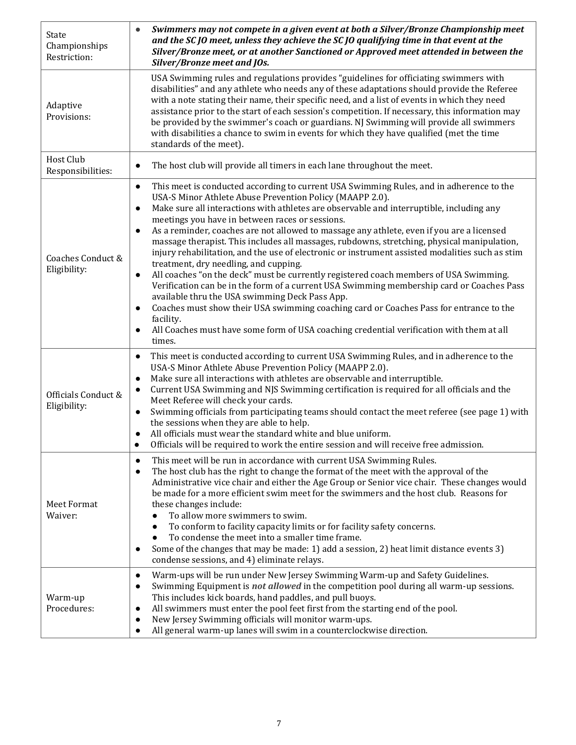| | |
|---|---|
| State Championships Restriction: | • ***Swimmers may not compete in a given event at both a Silver/Bronze Championship meet and the SC JO meet, unless they achieve the SC JO qualifying time in that event at the Silver/Bronze meet, or at another Sanctioned or Approved meet attended in between the Silver/Bronze meet and JOs.*** |
| Adaptive Provisions: | USA Swimming rules and regulations provides "guidelines for officiating swimmers with disabilities" and any athlete who needs any of these adaptations should provide the Referee with a note stating their name, their specific need, and a list of events in which they need assistance prior to the start of each session's competition. If necessary, this information may be provided by the swimmer's coach or guardians. NJ Swimming will provide all swimmers with disabilities a chance to swim in events for which they have qualified (met the time standards of the meet). |
| Host Club Responsibilities: | • The host club will provide all timers in each lane throughout the meet. |
| Coaches Conduct & Eligibility: | • This meet is conducted according to current USA Swimming Rules, and in adherence to the USA-S Minor Athlete Abuse Prevention Policy (MAAPP 2.0).<br>• Make sure all interactions with athletes are observable and interruptible, including any meetings you have in between races or sessions.<br>• As a reminder, coaches are not allowed to massage any athlete, even if you are a licensed massage therapist. This includes all massages, rubdowns, stretching, physical manipulation, injury rehabilitation, and the use of electronic or instrument assisted modalities such as stim treatment, dry needling, and cupping.<br>• All coaches "on the deck" must be currently registered coach members of USA Swimming. Verification can be in the form of a current USA Swimming membership card or Coaches Pass available thru the USA swimming Deck Pass App.<br>• Coaches must show their USA swimming coaching card or Coaches Pass for entrance to the facility.<br>• All Coaches must have some form of USA coaching credential verification with them at all times. |
| Officials Conduct & Eligibility: | • This meet is conducted according to current USA Swimming Rules, and in adherence to the USA-S Minor Athlete Abuse Prevention Policy (MAAPP 2.0).<br>• Make sure all interactions with athletes are observable and interruptible.<br>• Current USA Swimming and NJS Swimming certification is required for all officials and the Meet Referee will check your cards.<br>• Swimming officials from participating teams should contact the meet referee (see page 1) with the sessions when they are able to help.<br>• All officials must wear the standard white and blue uniform.<br>• Officials will be required to work the entire session and will receive free admission. |
| Meet Format Waiver: | • This meet will be run in accordance with current USA Swimming Rules.<br>• The host club has the right to change the format of the meet with the approval of the Administrative vice chair and either the Age Group or Senior vice chair. These changes would be made for a more efficient swim meet for the swimmers and the host club. Reasons for these changes include:<br>&nbsp;&nbsp;&nbsp;&nbsp;• To allow more swimmers to swim.<br>&nbsp;&nbsp;&nbsp;&nbsp;• To conform to facility capacity limits or for facility safety concerns.<br>&nbsp;&nbsp;&nbsp;&nbsp;• To condense the meet into a smaller time frame.<br>• Some of the changes that may be made: 1) add a session, 2) heat limit distance events 3) condense sessions, and 4) eliminate relays. |
| Warm-up Procedures: | • Warm-ups will be run under New Jersey Swimming Warm-up and Safety Guidelines.<br>• Swimming Equipment is ***not allowed*** in the competition pool during all warm-up sessions. This includes kick boards, hand paddles, and pull buoys.<br>• All swimmers must enter the pool feet first from the starting end of the pool.<br>• New Jersey Swimming officials will monitor warm-ups.<br>• All general warm-up lanes will swim in a counterclockwise direction. |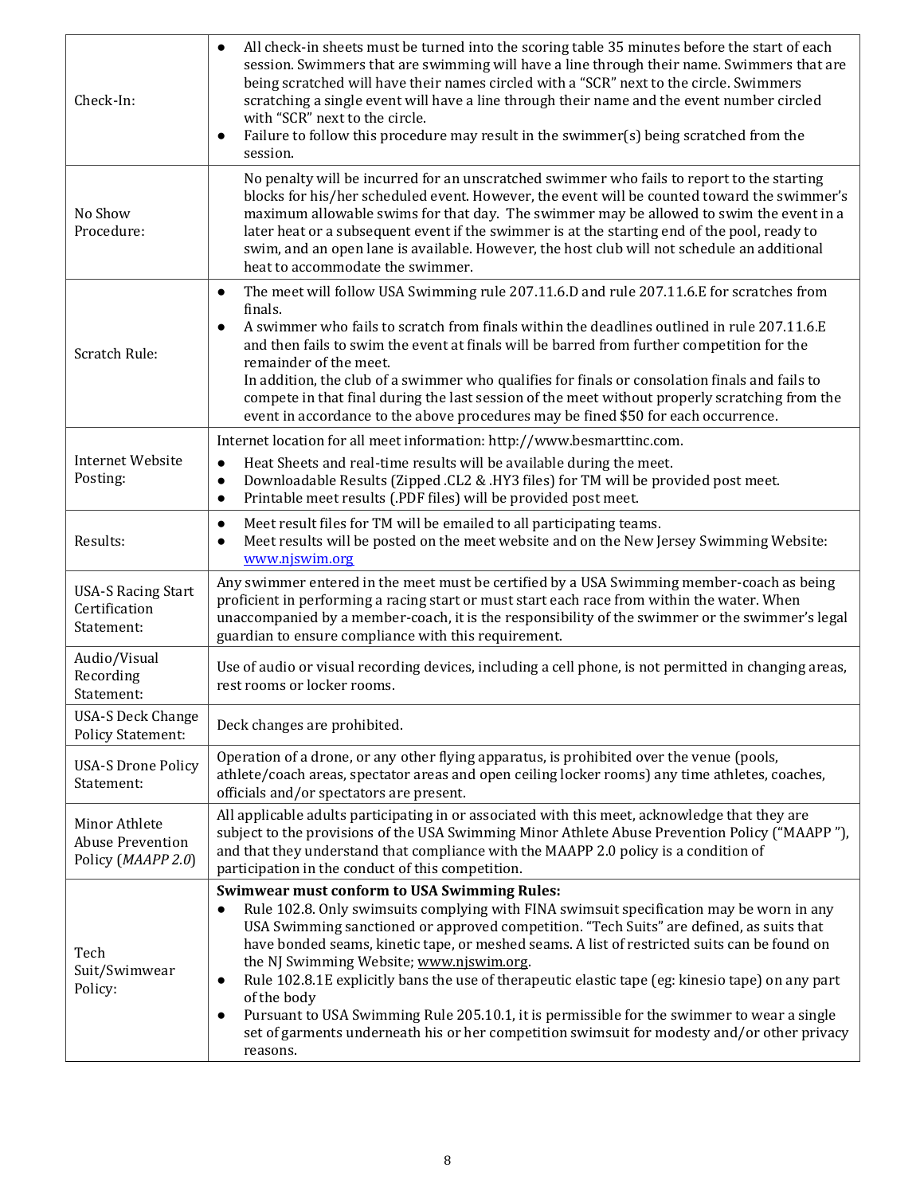| | |
|---|---|
| Check-In: | • All check-in sheets must be turned into the scoring table 35 minutes before the start of each session. Swimmers that are swimming will have a line through their name. Swimmers that are being scratched will have their names circled with a "SCR" next to the circle. Swimmers scratching a single event will have a line through their name and the event number circled with "SCR" next to the circle.<br>• Failure to follow this procedure may result in the swimmer(s) being scratched from the session. |
| No Show Procedure: | No penalty will be incurred for an unscratched swimmer who fails to report to the starting blocks for his/her scheduled event. However, the event will be counted toward the swimmer's maximum allowable swims for that day. The swimmer may be allowed to swim the event in a later heat or a subsequent event if the swimmer is at the starting end of the pool, ready to swim, and an open lane is available. However, the host club will not schedule an additional heat to accommodate the swimmer. |
| Scratch Rule: | • The meet will follow USA Swimming rule 207.11.6.D and rule 207.11.6.E for scratches from finals.<br>• A swimmer who fails to scratch from finals within the deadlines outlined in rule 207.11.6.E and then fails to swim the event at finals will be barred from further competition for the remainder of the meet.<br>In addition, the club of a swimmer who qualifies for finals or consolation finals and fails to compete in that final during the last session of the meet without properly scratching from the event in accordance to the above procedures may be fined $50 for each occurrence. |
| Internet Website Posting: | Internet location for all meet information: http://www.besmarttinc.com.<br>• Heat Sheets and real-time results will be available during the meet.<br>• Downloadable Results (Zipped .CL2 & .HY3 files) for TM will be provided post meet.<br>• Printable meet results (.PDF files) will be provided post meet. |
| Results: | • Meet result files for TM will be emailed to all participating teams.<br>• Meet results will be posted on the meet website and on the New Jersey Swimming Website: www.njswim.org |
| USA-S Racing Start Certification Statement: | Any swimmer entered in the meet must be certified by a USA Swimming member-coach as being proficient in performing a racing start or must start each race from within the water. When unaccompanied by a member-coach, it is the responsibility of the swimmer or the swimmer's legal guardian to ensure compliance with this requirement. |
| Audio/Visual Recording Statement: | Use of audio or visual recording devices, including a cell phone, is not permitted in changing areas, rest rooms or locker rooms. |
| USA-S Deck Change Policy Statement: | Deck changes are prohibited. |
| USA-S Drone Policy Statement: | Operation of a drone, or any other flying apparatus, is prohibited over the venue (pools, athlete/coach areas, spectator areas and open ceiling locker rooms) any time athletes, coaches, officials and/or spectators are present. |
| Minor Athlete Abuse Prevention Policy (*MAAPP 2.0*) | All applicable adults participating in or associated with this meet, acknowledge that they are subject to the provisions of the USA Swimming Minor Athlete Abuse Prevention Policy ("MAAPP "), and that they understand that compliance with the MAAPP 2.0 policy is a condition of participation in the conduct of this competition. |
| Tech Suit/Swimwear Policy: | **Swimwear must conform to USA Swimming Rules:**<br>• Rule 102.8. Only swimsuits complying with FINA swimsuit specification may be worn in any USA Swimming sanctioned or approved competition. "Tech Suits" are defined, as suits that have bonded seams, kinetic tape, or meshed seams. A list of restricted suits can be found on the NJ Swimming Website; www.njswim.org.<br>• Rule 102.8.1E explicitly bans the use of therapeutic elastic tape (eg: kinesio tape) on any part of the body<br>• Pursuant to USA Swimming Rule 205.10.1, it is permissible for the swimmer to wear a single set of garments underneath his or her competition swimsuit for modesty and/or other privacy reasons. |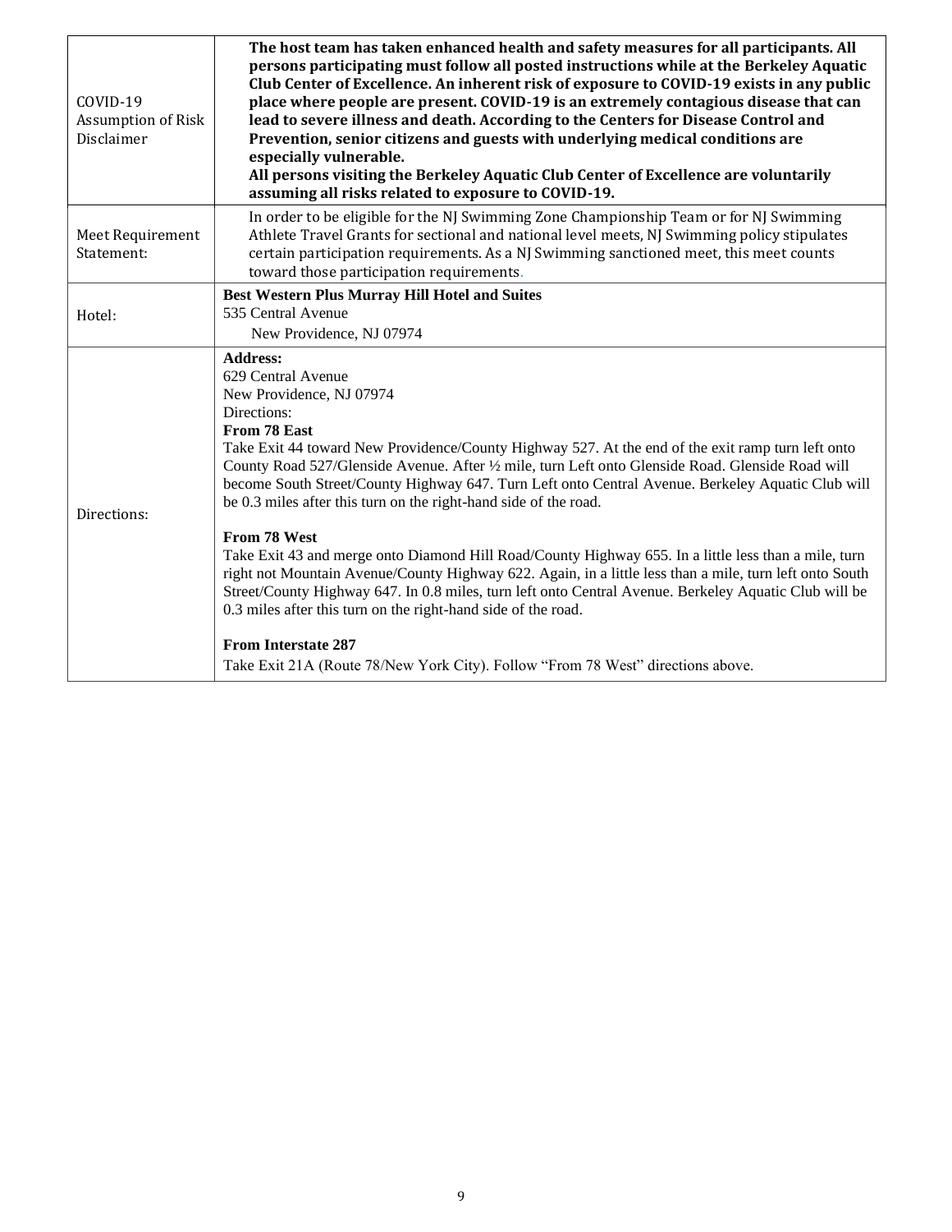| | |
|---|---|
| COVID-19 Assumption of Risk Disclaimer | **The host team has taken enhanced health and safety measures for all participants. All persons participating must follow all posted instructions while at the Berkeley Aquatic Club Center of Excellence. An inherent risk of exposure to COVID-19 exists in any public place where people are present. COVID-19 is an extremely contagious disease that can lead to severe illness and death. According to the Centers for Disease Control and Prevention, senior citizens and guests with underlying medical conditions are especially vulnerable.**<br>**All persons visiting the Berkeley Aquatic Club Center of Excellence are voluntarily assuming all risks related to exposure to COVID-19.** |
| Meet Requirement Statement: | In order to be eligible for the NJ Swimming Zone Championship Team or for NJ Swimming Athlete Travel Grants for sectional and national level meets, NJ Swimming policy stipulates certain participation requirements. As a NJ Swimming sanctioned meet, this meet counts toward those participation requirements. |
| Hotel: | **Best Western Plus Murray Hill Hotel and Suites**<br>535 Central Avenue<br>New Providence, NJ 07974 |
| Directions: | **Address:**<br>629 Central Avenue<br>New Providence, NJ 07974<br>Directions:<br>**From 78 East**<br>Take Exit 44 toward New Providence/County Highway 527. At the end of the exit ramp turn left onto County Road 527/Glenside Avenue. After ½ mile, turn Left onto Glenside Road. Glenside Road will become South Street/County Highway 647. Turn Left onto Central Avenue. Berkeley Aquatic Club will be 0.3 miles after this turn on the right-hand side of the road.<br><br>**From 78 West**<br>Take Exit 43 and merge onto Diamond Hill Road/County Highway 655. In a little less than a mile, turn right not Mountain Avenue/County Highway 622. Again, in a little less than a mile, turn left onto South Street/County Highway 647. In 0.8 miles, turn left onto Central Avenue. Berkeley Aquatic Club will be 0.3 miles after this turn on the right-hand side of the road.<br><br>**From Interstate 287**<br>Take Exit 21A (Route 78/New York City). Follow "From 78 West" directions above. |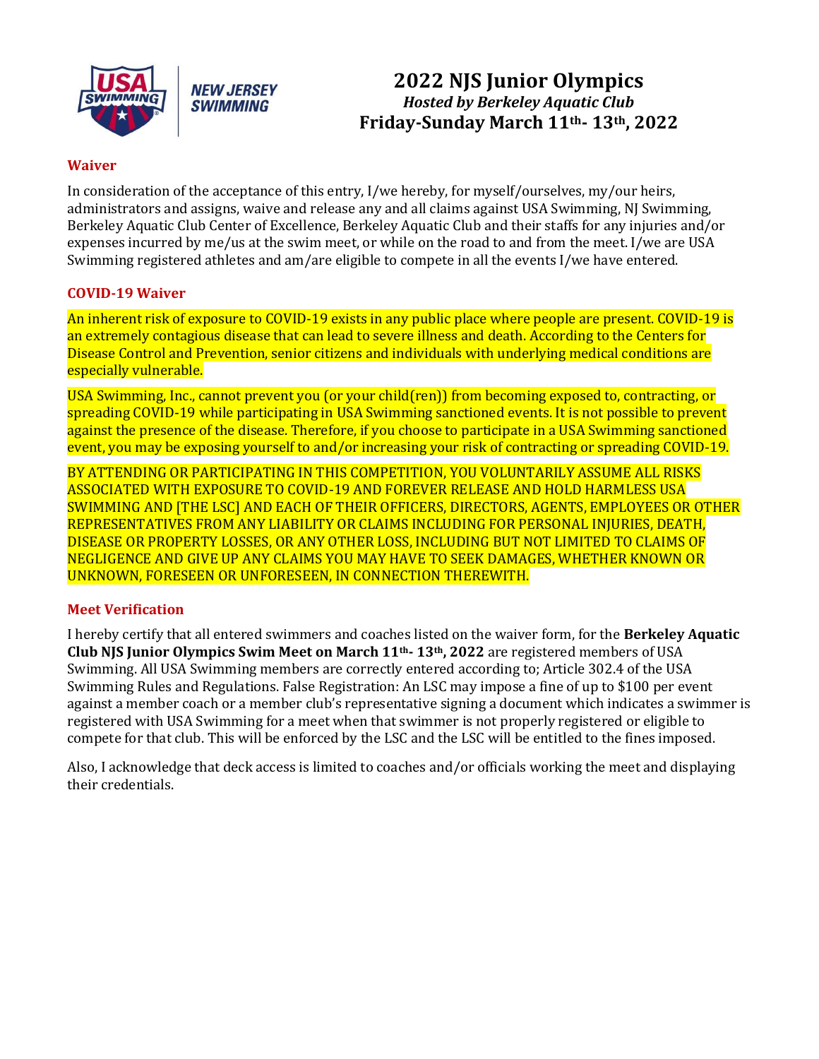# 2022 NJS Junior Olympics

***Hosted by Berkeley Aquatic Club***

**Friday-Sunday March 11th- 13th, 2022**

## Waiver

In consideration of the acceptance of this entry, I/we hereby, for myself/ourselves, my/our heirs, administrators and assigns, waive and release any and all claims against USA Swimming, NJ Swimming, Berkeley Aquatic Club Center of Excellence, Berkeley Aquatic Club and their staffs for any injuries and/or expenses incurred by me/us at the swim meet, or while on the road to and from the meet. I/we are USA Swimming registered athletes and am/are eligible to compete in all the events I/we have entered.

## COVID-19 Waiver

An inherent risk of exposure to COVID-19 exists in any public place where people are present. COVID-19 is an extremely contagious disease that can lead to severe illness and death. According to the Centers for Disease Control and Prevention, senior citizens and individuals with underlying medical conditions are especially vulnerable.

USA Swimming, Inc., cannot prevent you (or your child(ren)) from becoming exposed to, contracting, or spreading COVID-19 while participating in USA Swimming sanctioned events. It is not possible to prevent against the presence of the disease. Therefore, if you choose to participate in a USA Swimming sanctioned event, you may be exposing yourself to and/or increasing your risk of contracting or spreading COVID-19.

BY ATTENDING OR PARTICIPATING IN THIS COMPETITION, YOU VOLUNTARILY ASSUME ALL RISKS ASSOCIATED WITH EXPOSURE TO COVID-19 AND FOREVER RELEASE AND HOLD HARMLESS USA SWIMMING AND [THE LSC] AND EACH OF THEIR OFFICERS, DIRECTORS, AGENTS, EMPLOYEES OR OTHER REPRESENTATIVES FROM ANY LIABILITY OR CLAIMS INCLUDING FOR PERSONAL INJURIES, DEATH, DISEASE OR PROPERTY LOSSES, OR ANY OTHER LOSS, INCLUDING BUT NOT LIMITED TO CLAIMS OF NEGLIGENCE AND GIVE UP ANY CLAIMS YOU MAY HAVE TO SEEK DAMAGES, WHETHER KNOWN OR UNKNOWN, FORESEEN OR UNFORESEEN, IN CONNECTION THEREWITH.

## Meet Verification

I hereby certify that all entered swimmers and coaches listed on the waiver form, for the **Berkeley Aquatic Club NJS Junior Olympics Swim Meet on March 11th- 13th, 2022** are registered members of USA Swimming. All USA Swimming members are correctly entered according to; Article 302.4 of the USA Swimming Rules and Regulations. False Registration: An LSC may impose a fine of up to $100 per event against a member coach or a member club's representative signing a document which indicates a swimmer is registered with USA Swimming for a meet when that swimmer is not properly registered or eligible to compete for that club. This will be enforced by the LSC and the LSC will be entitled to the fines imposed.

Also, I acknowledge that deck access is limited to coaches and/or officials working the meet and displaying their credentials.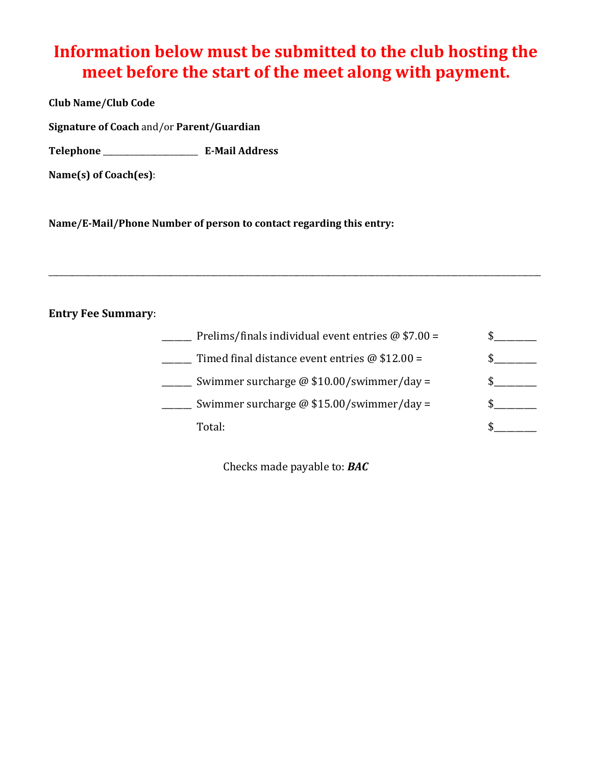# Information below must be submitted to the club hosting the meet before the start of the meet along with payment.

**Club Name/Club Code**

**Signature of Coach** and/or **Parent/Guardian**

**Telephone** ______________________ **E-Mail Address**

**Name(s) of Coach(es)**:

**Name/E-Mail/Phone Number of person to contact regarding this entry:**

---

**Entry Fee Summary**:

| | | |
|---|---|---|
| ______ | Prelims/finals individual event entries @ $7.00 = | $________ |
| ______ | Timed final distance event entries @ $12.00 = | $________ |
| ______ | Swimmer surcharge @ $10.00/swimmer/day = | $________ |
| ______ | Swimmer surcharge @ $15.00/swimmer/day = | $________ |
| | Total: | $________ |

Checks made payable to: ***BAC***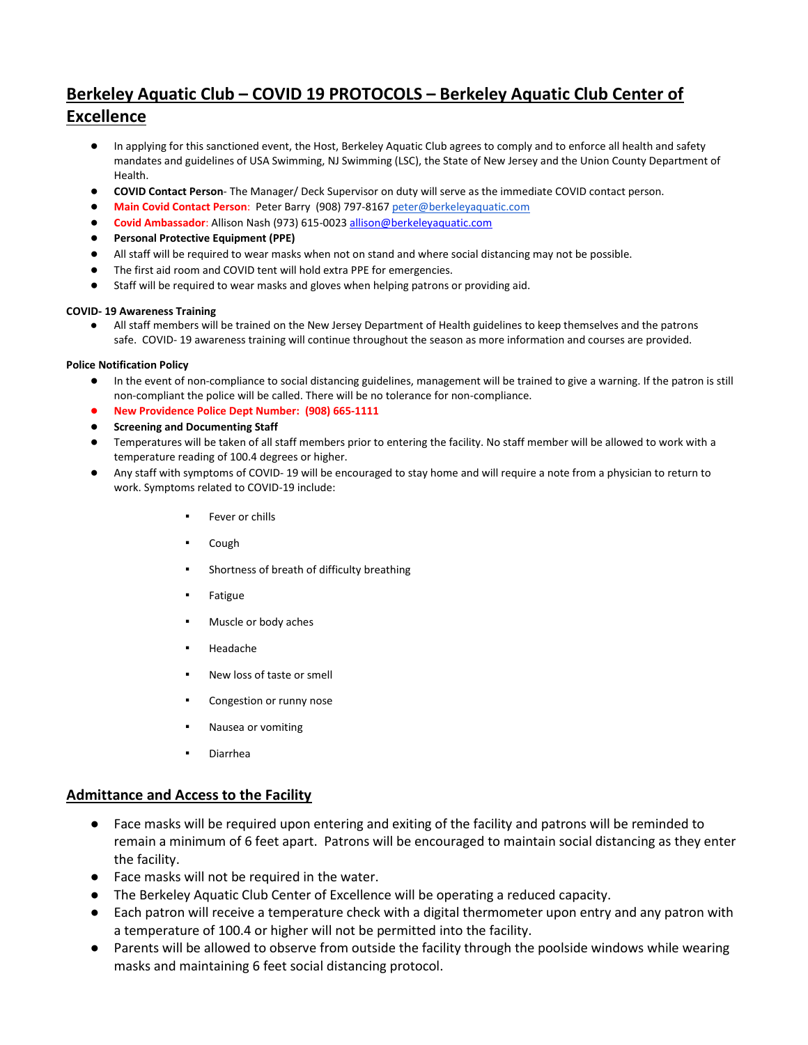# Berkeley Aquatic Club – COVID 19 PROTOCOLS – Berkeley Aquatic Club Center of Excellence

- In applying for this sanctioned event, the Host, Berkeley Aquatic Club agrees to comply and to enforce all health and safety mandates and guidelines of USA Swimming, NJ Swimming (LSC), the State of New Jersey and the Union County Department of Health.
- **COVID Contact Person**- The Manager/ Deck Supervisor on duty will serve as the immediate COVID contact person.
- **Main Covid Contact Person**: Peter Barry (908) 797-8167 peter@berkeleyaquatic.com
- **Covid Ambassador**: Allison Nash (973) 615-0023 allison@berkeleyaquatic.com
- **Personal Protective Equipment (PPE)**
- All staff will be required to wear masks when not on stand and where social distancing may not be possible.
- The first aid room and COVID tent will hold extra PPE for emergencies.
- Staff will be required to wear masks and gloves when helping patrons or providing aid.

**COVID- 19 Awareness Training**

- All staff members will be trained on the New Jersey Department of Health guidelines to keep themselves and the patrons safe. COVID- 19 awareness training will continue throughout the season as more information and courses are provided.

**Police Notification Policy**

- In the event of non-compliance to social distancing guidelines, management will be trained to give a warning. If the patron is still non-compliant the police will be called. There will be no tolerance for non-compliance.
- **New Providence Police Dept Number: (908) 665-1111**
- **Screening and Documenting Staff**
- Temperatures will be taken of all staff members prior to entering the facility. No staff member will be allowed to work with a temperature reading of 100.4 degrees or higher.
- Any staff with symptoms of COVID- 19 will be encouraged to stay home and will require a note from a physician to return to work. Symptoms related to COVID-19 include:
    - Fever or chills
    - Cough
    - Shortness of breath of difficulty breathing
    - Fatigue
    - Muscle or body aches
    - Headache
    - New loss of taste or smell
    - Congestion or runny nose
    - Nausea or vomiting
    - Diarrhea

## Admittance and Access to the Facility

- Face masks will be required upon entering and exiting of the facility and patrons will be reminded to remain a minimum of 6 feet apart. Patrons will be encouraged to maintain social distancing as they enter the facility.
- Face masks will not be required in the water.
- The Berkeley Aquatic Club Center of Excellence will be operating a reduced capacity.
- Each patron will receive a temperature check with a digital thermometer upon entry and any patron with a temperature of 100.4 or higher will not be permitted into the facility.
- Parents will be allowed to observe from outside the facility through the poolside windows while wearing masks and maintaining 6 feet social distancing protocol.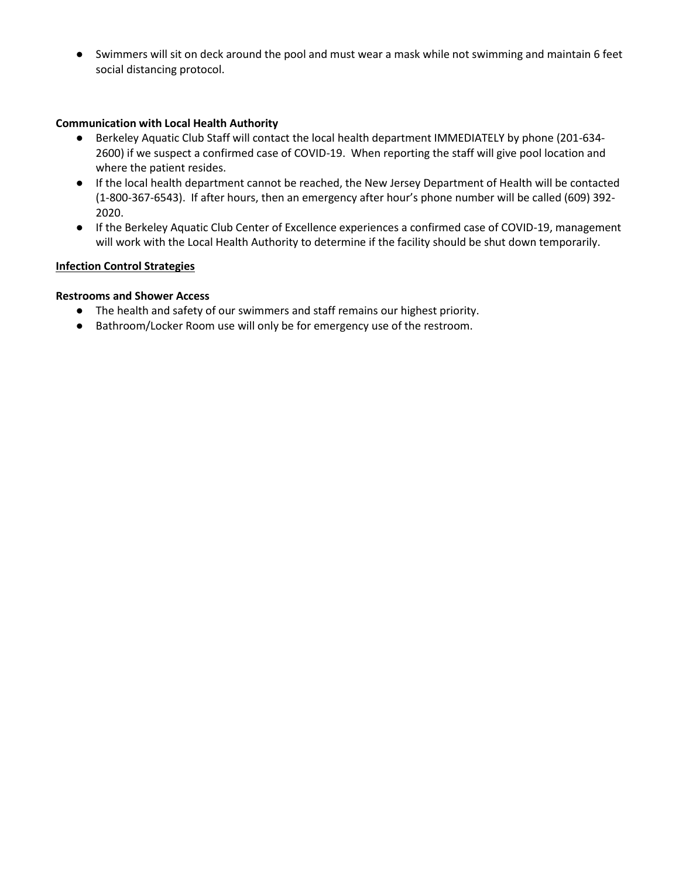- Swimmers will sit on deck around the pool and must wear a mask while not swimming and maintain 6 feet social distancing protocol.

**Communication with Local Health Authority**

- Berkeley Aquatic Club Staff will contact the local health department IMMEDIATELY by phone (201-634-2600) if we suspect a confirmed case of COVID-19. When reporting the staff will give pool location and where the patient resides.
- If the local health department cannot be reached, the New Jersey Department of Health will be contacted (1-800-367-6543). If after hours, then an emergency after hour's phone number will be called (609) 392-2020.
- If the Berkeley Aquatic Club Center of Excellence experiences a confirmed case of COVID-19, management will work with the Local Health Authority to determine if the facility should be shut down temporarily.

**Infection Control Strategies**

**Restrooms and Shower Access**

- The health and safety of our swimmers and staff remains our highest priority.
- Bathroom/Locker Room use will only be for emergency use of the restroom.